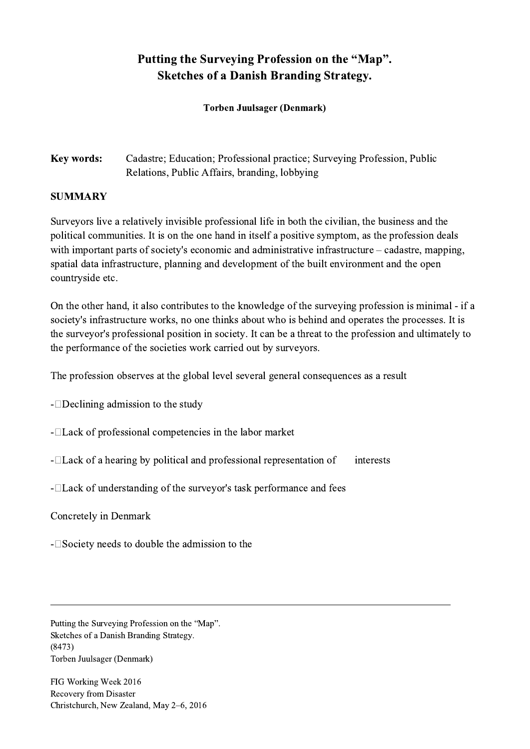# Putting the Surveying Profession on the "Map". Sketches of a Danish Branding Strategy.

**Torben Juulsager (Denmark)**

**Key words:** Cadastre; Education; Professional practice; Surveying Profession, Public Relations, Public Affairs, branding, lobbying

## SUMMARY

Surveyors live a relatively invisible professional life in both the civilian, the business and the political communities. It is on the one hand in itself a positive symptom, as the profession deals with important parts of society's economic and administrative infrastructure – cadastre, mapping, spatial data infrastructure, planning and development of the built environment and the open countryside etc.

On the other hand, it also contributes to the knowledge of the surveying profession is minimal - if a society's infrastructure works, no one thinks about who is behind and operates the processes. It is the surveyor's professional position in society. It can be a threat to the profession and ultimately to the performance of the societies work carried out by surveyors.

The profession observes at the global level several general consequences as a result

- Declining admission to the study

- Lack of professional competencies in the labor market

- Lack of a hearing by political and professional representation of interests

- Lack of understanding of the surveyor's task performance and fees

Concretely in Denmark

- Society needs to double the admission to the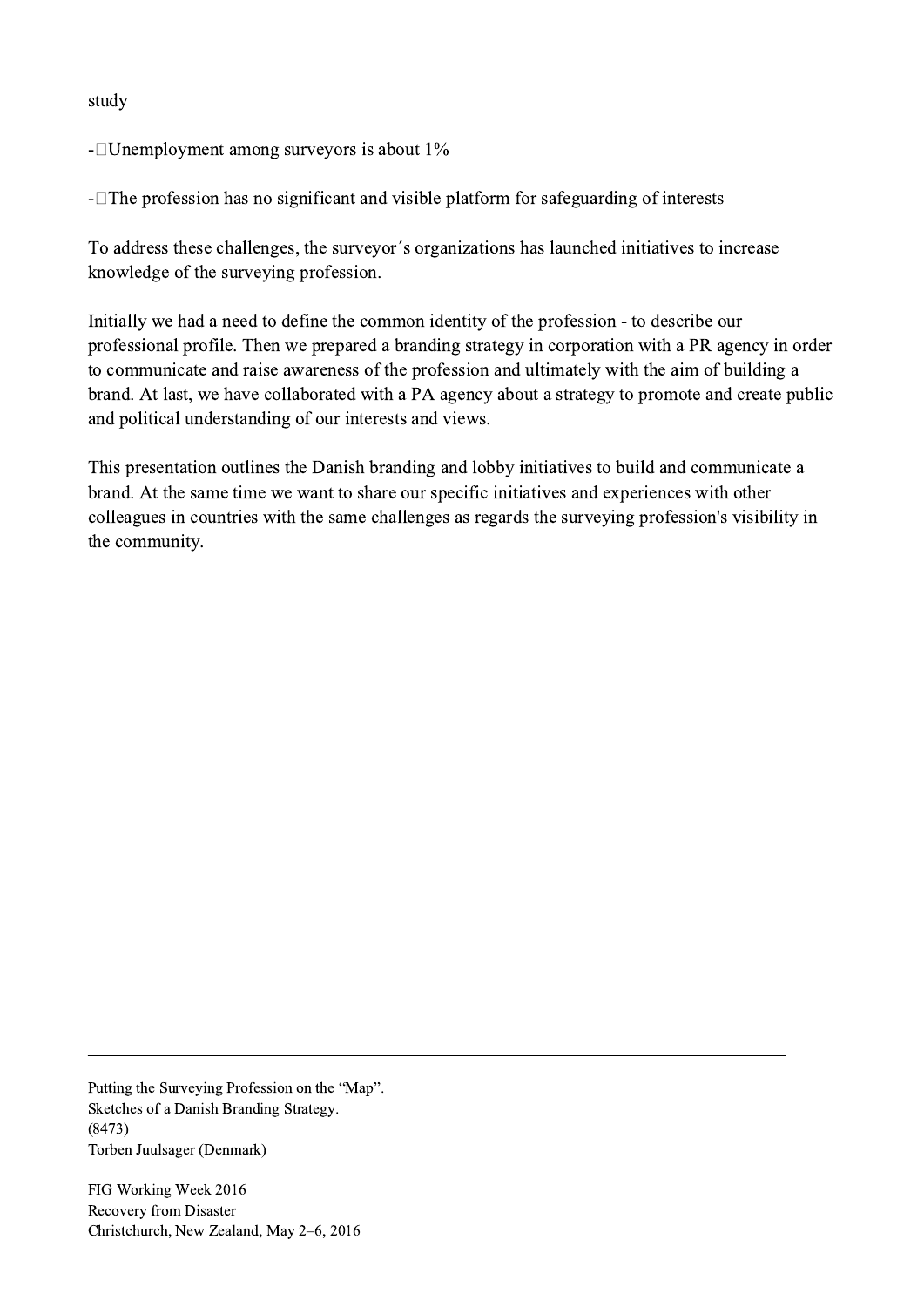study

- Unemployment among surveyors is about 1%

- The profession has no significant and visible platform for safeguarding of interests

To address these challenges, the surveyor´s organizations has launched initiatives to increase knowledge of the surveying profession.

Initially we had a need to define the common identity of the profession - to describe our professional profile. Then we prepared a branding strategy in corporation with a PR agency in order to communicate and raise awareness of the profession and ultimately with the aim of building a brand. At last, we have collaborated with a PA agency about a strategy to promote and create public and political understanding of our interests and views.

This presentation outlines the Danish branding and lobby initiatives to build and communicate a brand. At the same time we want to share our specific initiatives and experiences with other colleagues in countries with the same challenges as regards the surveying profession's visibility in the community.